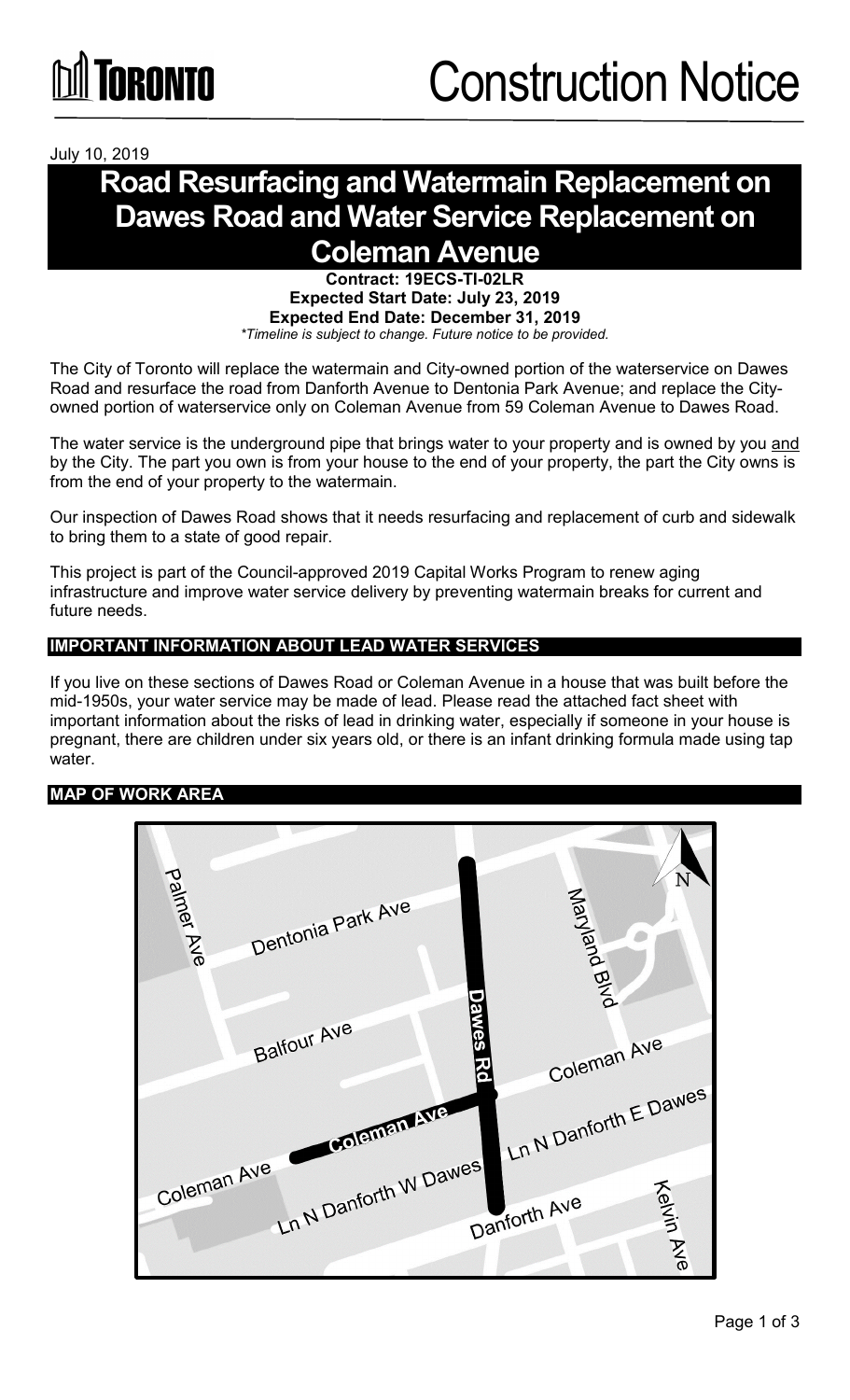# Construction Notice

July 10, 2019

# Road Resurfacing and Watermain Replacement on Dawes Road and Water Service Replacement on Coleman Avenue

**Contract: 19ECS-TI-02LR**
**Expected Start Date: July 23, 2019**
**Expected End Date: December 31, 2019**
*\*Timeline is subject to change. Future notice to be provided.*

The City of Toronto will replace the watermain and City-owned portion of the waterservice on Dawes Road and resurface the road from Danforth Avenue to Dentonia Park Avenue; and replace the City-owned portion of waterservice only on Coleman Avenue from 59 Coleman Avenue to Dawes Road.

The water service is the underground pipe that brings water to your property and is owned by you and by the City. The part you own is from your house to the end of your property, the part the City owns is from the end of your property to the watermain.

Our inspection of Dawes Road shows that it needs resurfacing and replacement of curb and sidewalk to bring them to a state of good repair.

This project is part of the Council-approved 2019 Capital Works Program to renew aging infrastructure and improve water service delivery by preventing watermain breaks for current and future needs.

## IMPORTANT INFORMATION ABOUT LEAD WATER SERVICES

If you live on these sections of Dawes Road or Coleman Avenue in a house that was built before the mid-1950s, your water service may be made of lead. Please read the attached fact sheet with important information about the risks of lead in drinking water, especially if someone in your house is pregnant, there are children under six years old, or there is an infant drinking formula made using tap water.

## MAP OF WORK AREA

Palmer Ave, Dentonia Park Ave, Maryland Blvd, Dawes Rd, Balfour Ave, Coleman Ave, Ln N Danforth E Dawes, Coleman Ave, Ln N Danforth W Dawes, Danforth Ave, Kelvin Ave, N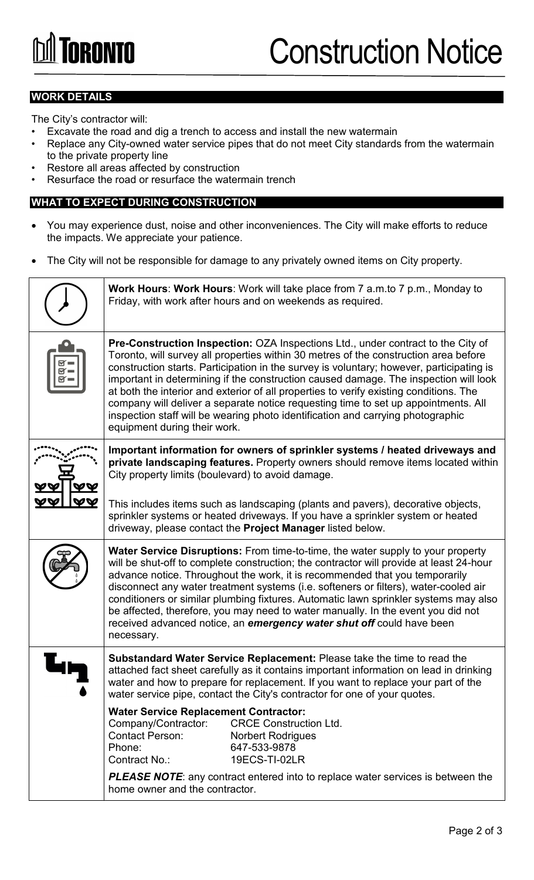# Construction Notice

## WORK DETAILS

The City's contractor will:

- Excavate the road and dig a trench to access and install the new watermain
- Replace any City-owned water service pipes that do not meet City standards from the watermain to the private property line
- Restore all areas affected by construction
- Resurface the road or resurface the watermain trench

## WHAT TO EXPECT DURING CONSTRUCTION

- You may experience dust, noise and other inconveniences. The City will make efforts to reduce the impacts. We appreciate your patience.
- The City will not be responsible for damage to any privately owned items on City property.

**Work Hours**: **Work Hours**: Work will take place from 7 a.m.to 7 p.m., Monday to Friday, with work after hours and on weekends as required.

**Pre-Construction Inspection:** OZA Inspections Ltd., under contract to the City of Toronto, will survey all properties within 30 metres of the construction area before construction starts. Participation in the survey is voluntary; however, participating is important in determining if the construction caused damage. The inspection will look at both the interior and exterior of all properties to verify existing conditions. The company will deliver a separate notice requesting time to set up appointments. All inspection staff will be wearing photo identification and carrying photographic equipment during their work.

**Important information for owners of sprinkler systems / heated driveways and private landscaping features.** Property owners should remove items located within City property limits (boulevard) to avoid damage.

This includes items such as landscaping (plants and pavers), decorative objects, sprinkler systems or heated driveways. If you have a sprinkler system or heated driveway, please contact the **Project Manager** listed below.

**Water Service Disruptions:** From time-to-time, the water supply to your property will be shut-off to complete construction; the contractor will provide at least 24-hour advance notice. Throughout the work, it is recommended that you temporarily disconnect any water treatment systems (i.e. softeners or filters), water-cooled air conditioners or similar plumbing fixtures. Automatic lawn sprinkler systems may also be affected, therefore, you may need to water manually. In the event you did not received advanced notice, an ***emergency water shut off*** could have been necessary.

**Substandard Water Service Replacement:** Please take the time to read the attached fact sheet carefully as it contains important information on lead in drinking water and how to prepare for replacement. If you want to replace your part of the water service pipe, contact the City's contractor for one of your quotes.

**Water Service Replacement Contractor:**

| | |
|---|---|
| Company/Contractor: | CRCE Construction Ltd. |
| Contact Person: | Norbert Rodrigues |
| Phone: | 647-533-9878 |
| Contract No.: | 19ECS-TI-02LR |

***PLEASE NOTE***: any contract entered into to replace water services is between the home owner and the contractor.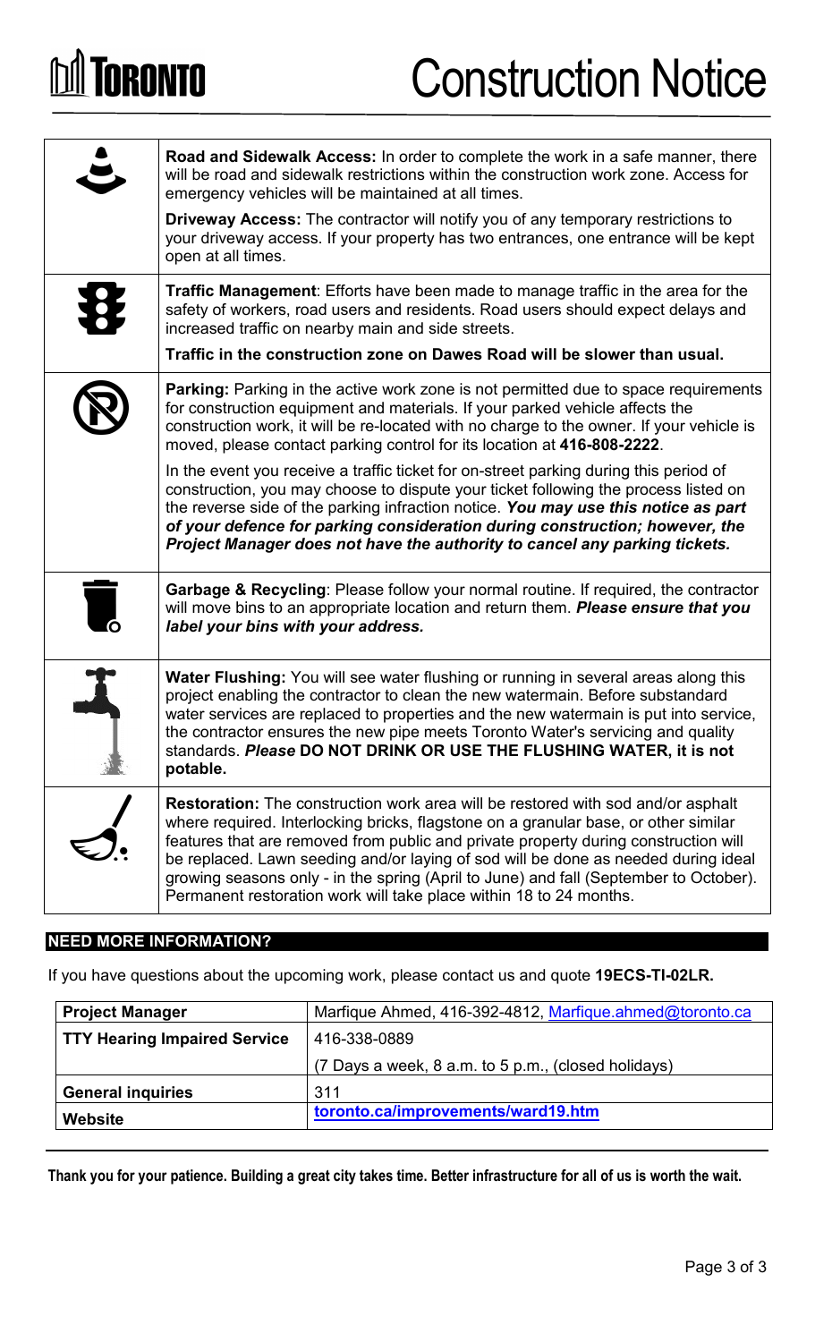# Construction Notice

**Road and Sidewalk Access:** In order to complete the work in a safe manner, there will be road and sidewalk restrictions within the construction work zone. Access for emergency vehicles will be maintained at all times.

**Driveway Access:** The contractor will notify you of any temporary restrictions to your driveway access. If your property has two entrances, one entrance will be kept open at all times.

**Traffic Management**: Efforts have been made to manage traffic in the area for the safety of workers, road users and residents. Road users should expect delays and increased traffic on nearby main and side streets.

**Traffic in the construction zone on Dawes Road will be slower than usual.**

**Parking:** Parking in the active work zone is not permitted due to space requirements for construction equipment and materials. If your parked vehicle affects the construction work, it will be re-located with no charge to the owner. If your vehicle is moved, please contact parking control for its location at **416-808-2222**.

In the event you receive a traffic ticket for on-street parking during this period of construction, you may choose to dispute your ticket following the process listed on the reverse side of the parking infraction notice. ***You may use this notice as part of your defence for parking consideration during construction; however, the Project Manager does not have the authority to cancel any parking tickets.***

**Garbage & Recycling**: Please follow your normal routine. If required, the contractor will move bins to an appropriate location and return them. ***Please ensure that you label your bins with your address.***

**Water Flushing:** You will see water flushing or running in several areas along this project enabling the contractor to clean the new watermain. Before substandard water services are replaced to properties and the new watermain is put into service, the contractor ensures the new pipe meets Toronto Water's servicing and quality standards. ***Please* DO NOT DRINK OR USE THE FLUSHING WATER, it is not potable.**

**Restoration:** The construction work area will be restored with sod and/or asphalt where required. Interlocking bricks, flagstone on a granular base, or other similar features that are removed from public and private property during construction will be replaced. Lawn seeding and/or laying of sod will be done as needed during ideal growing seasons only - in the spring (April to June) and fall (September to October). Permanent restoration work will take place within 18 to 24 months.

## NEED MORE INFORMATION?

If you have questions about the upcoming work, please contact us and quote **19ECS-TI-02LR.**

| | |
|---|---|
| **Project Manager** | Marfique Ahmed, 416-392-4812, Marfique.ahmed@toronto.ca |
| **TTY Hearing Impaired Service** | 416-338-0889 |
| | (7 Days a week, 8 a.m. to 5 p.m., (closed holidays) |
| **General inquiries** | 311 |
| **Website** | **toronto.ca/improvements/ward19.htm** |

**Thank you for your patience. Building a great city takes time. Better infrastructure for all of us is worth the wait.**